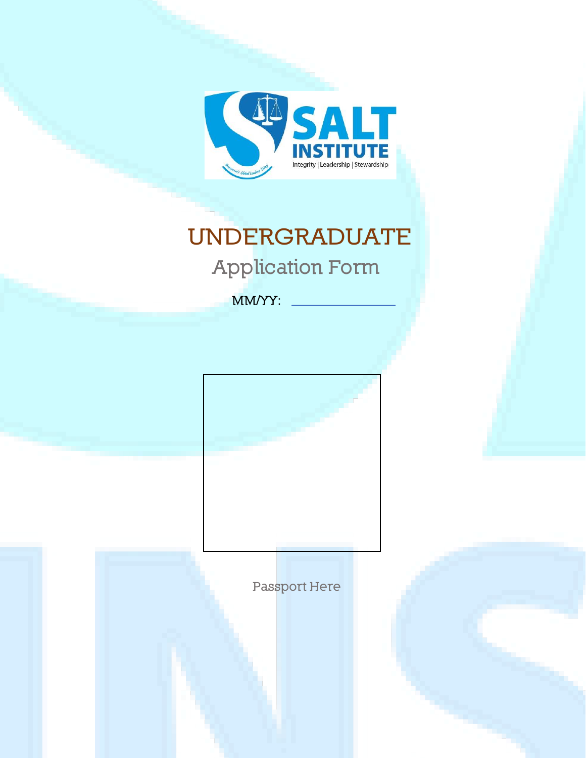SALT INSTITUTE

Integrity | Leadership | Stewardship

# UNDERGRADUATE

## Application Form

MM/YY: ____________

Passport Here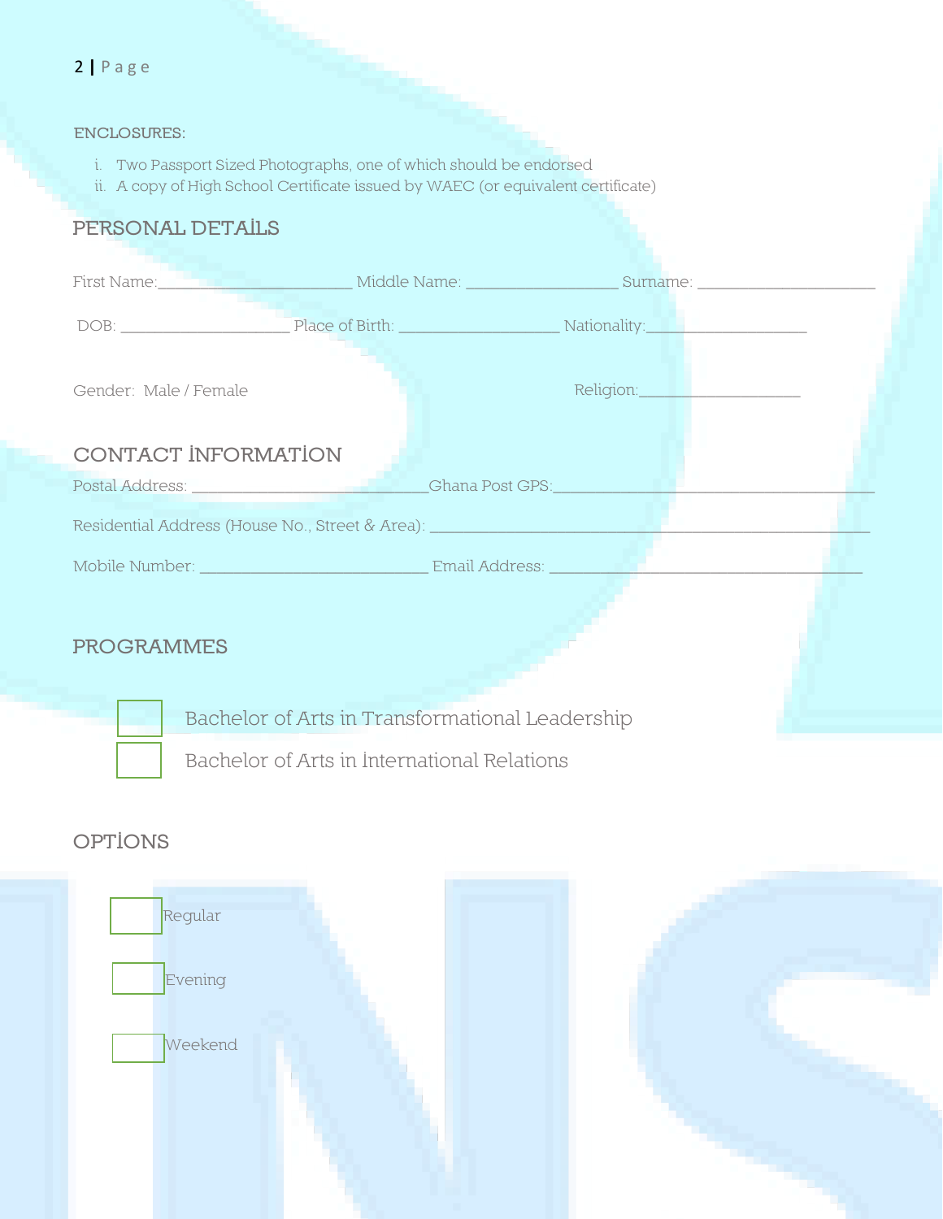ENCLOSURES:

i. Two Passport Sized Photographs, one of which should be endorsed
ii. A copy of High School Certificate issued by WAEC (or equivalent certificate)

## PERSONAL DETAILS

First Name:______________________ Middle Name: _________________ Surname: ____________________

DOB: ___________________ Place of Birth: __________________ Nationality:__________________

Gender: Male / Female Religion:__________________

## CONTACT INFORMATION

Postal Address: ___________________________Ghana Post GPS:____________________________________

Residential Address (House No., Street & Area): __________________________________________________

Mobile Number: __________________________ Email Address: ___________________________________

## PROGRAMMES

- ☐ Bachelor of Arts in Transformational Leadership
- ☐ Bachelor of Arts in International Relations

## OPTIONS

- ☐ Regular
- ☐ Evening
- ☐ Weekend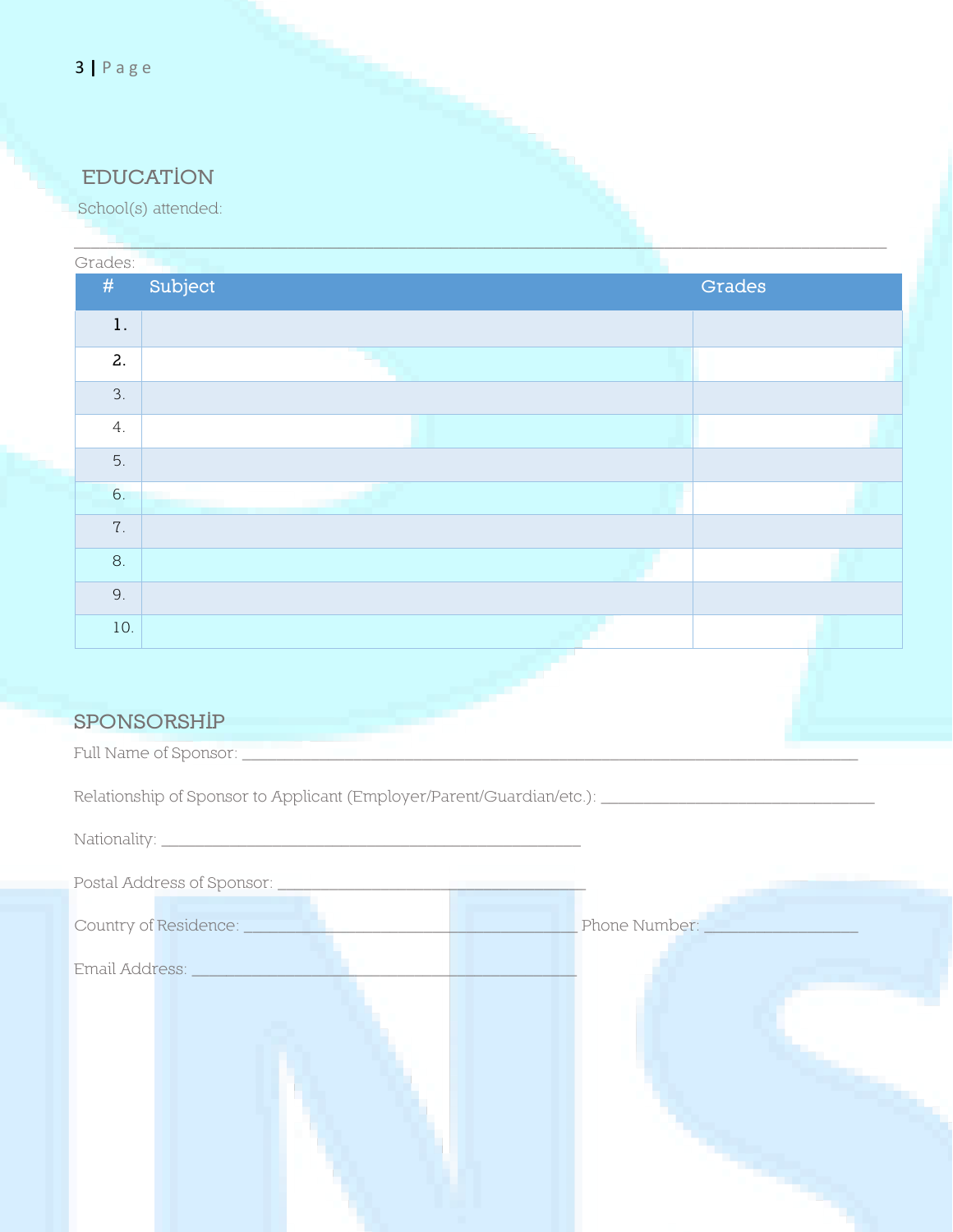## EDUCATİON

School(s) attended:

_______________________________________________________________________________

Grades:

| # | Subject | Grades |
|---|---|---|
| 1. | | |
| 2. | | |
| 3. | | |
| 4. | | |
| 5. | | |
| 6. | | |
| 7. | | |
| 8. | | |
| 9. | | |
| 10. | | |

## SPONSORSHİP

Full Name of Sponsor: ___________________________________________________________

Relationship of Sponsor to Applicant (Employer/Parent/Guardian/etc.): ___________________________

Nationality: ________________________________________

Postal Address of Sponsor: _____________________________

Country of Residence: ________________________________ Phone Number: ______________

Email Address: _____________________________________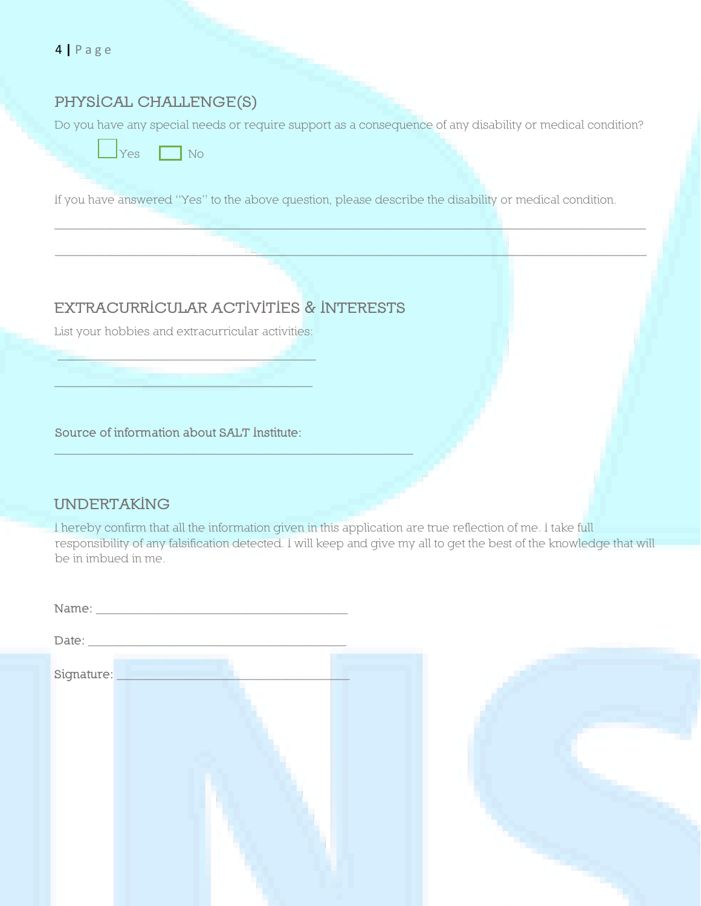## PHYSICAL CHALLENGE(S)

Do you have any special needs or require support as a consequence of any disability or medical condition?

☐ Yes ☐ No

If you have answered "Yes" to the above question, please describe the disability or medical condition.

\_\_\_\_\_\_\_\_\_\_\_\_\_\_\_\_\_\_\_\_\_\_\_\_\_\_\_\_\_\_\_\_\_\_\_\_\_\_\_\_\_\_\_\_\_\_\_\_\_\_\_\_\_\_\_\_\_\_\_\_\_\_\_\_\_\_\_\_\_\_\_\_\_\_\_\_\_\_

\_\_\_\_\_\_\_\_\_\_\_\_\_\_\_\_\_\_\_\_\_\_\_\_\_\_\_\_\_\_\_\_\_\_\_\_\_\_\_\_\_\_\_\_\_\_\_\_\_\_\_\_\_\_\_\_\_\_\_\_\_\_\_\_\_\_\_\_\_\_\_\_\_\_\_\_\_\_

## EXTRACURRICULAR ACTIVITIES & INTERESTS

List your hobbies and extracurricular activities:

\_\_\_\_\_\_\_\_\_\_\_\_\_\_\_\_\_\_\_\_\_\_\_\_\_\_\_\_\_\_\_\_\_\_\_\_\_\_

\_\_\_\_\_\_\_\_\_\_\_\_\_\_\_\_\_\_\_\_\_\_\_\_\_\_\_\_\_\_\_\_\_\_\_\_\_\_

Source of information about SALT Institute:

\_\_\_\_\_\_\_\_\_\_\_\_\_\_\_\_\_\_\_\_\_\_\_\_\_\_\_\_\_\_\_\_\_\_\_\_\_\_\_\_\_\_\_\_\_\_\_\_\_\_

## UNDERTAKING

I hereby confirm that all the information given in this application are true reflection of me. I take full responsibility of any falsification detected. I will keep and give my all to get the best of the knowledge that will be in imbued in me.

Name: \_\_\_\_\_\_\_\_\_\_\_\_\_\_\_\_\_\_\_\_\_\_\_\_\_\_\_\_\_\_\_\_\_\_\_\_\_\_

Date: \_\_\_\_\_\_\_\_\_\_\_\_\_\_\_\_\_\_\_\_\_\_\_\_\_\_\_\_\_\_\_\_\_\_\_\_\_\_

Signature: \_\_\_\_\_\_\_\_\_\_\_\_\_\_\_\_\_\_\_\_\_\_\_\_\_\_\_\_\_\_\_\_\_\_\_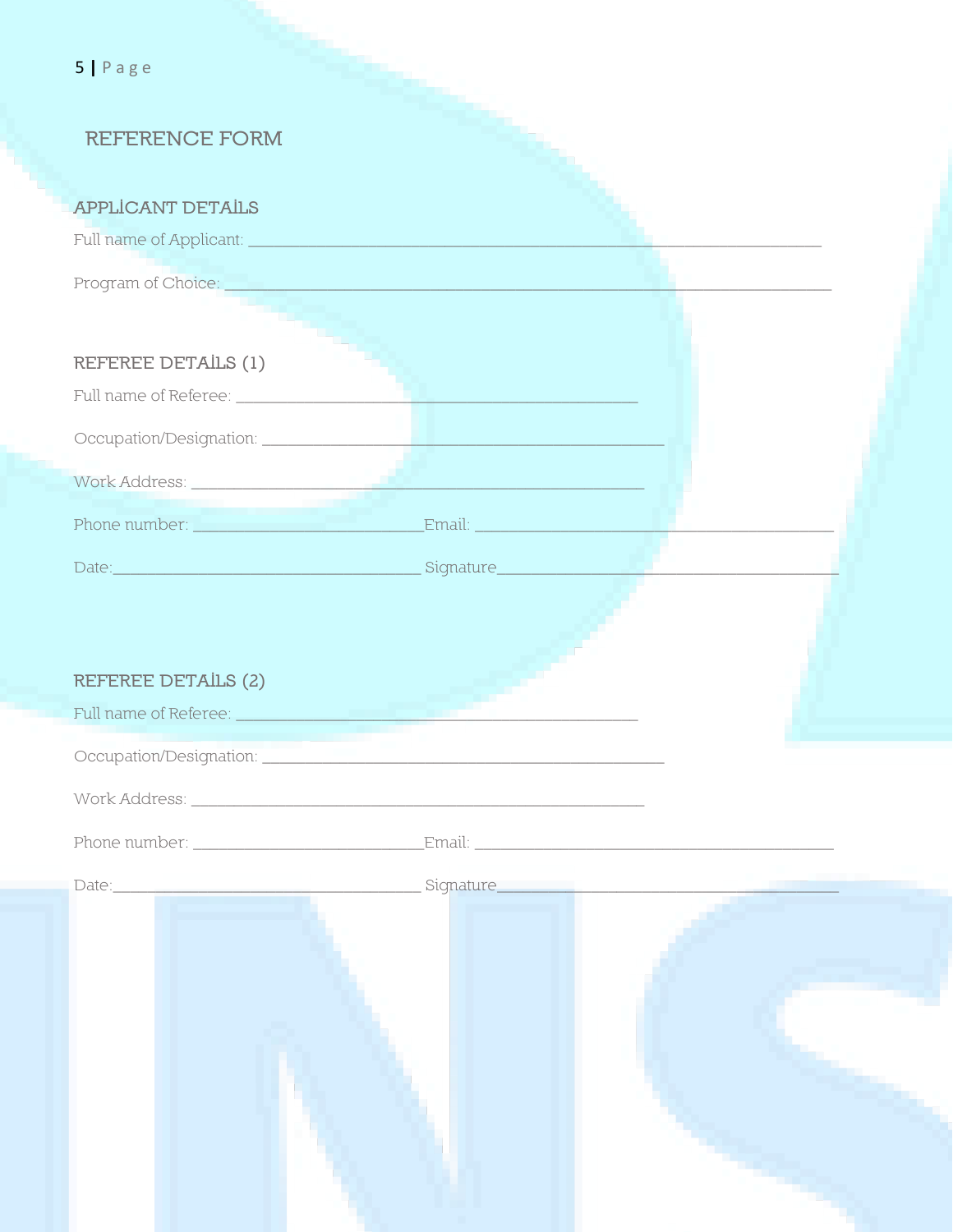# REFERENCE FORM

## APPLICANT DETAILS

Full name of Applicant: ___________________________________________________________________

Program of Choice: _______________________________________________________________________

## REFEREE DETAILS (1)

Full name of Referee: _______________________________________________

Occupation/Designation: _______________________________________________

Work Address: _____________________________________________________

Phone number: ___________________________Email: __________________________________________

Date:____________________________________ Signature________________________________________

## REFEREE DETAILS (2)

Full name of Referee: _______________________________________________

Occupation/Designation: _______________________________________________

Work Address: _____________________________________________________

Phone number: ___________________________Email: __________________________________________

Date:____________________________________ Signature________________________________________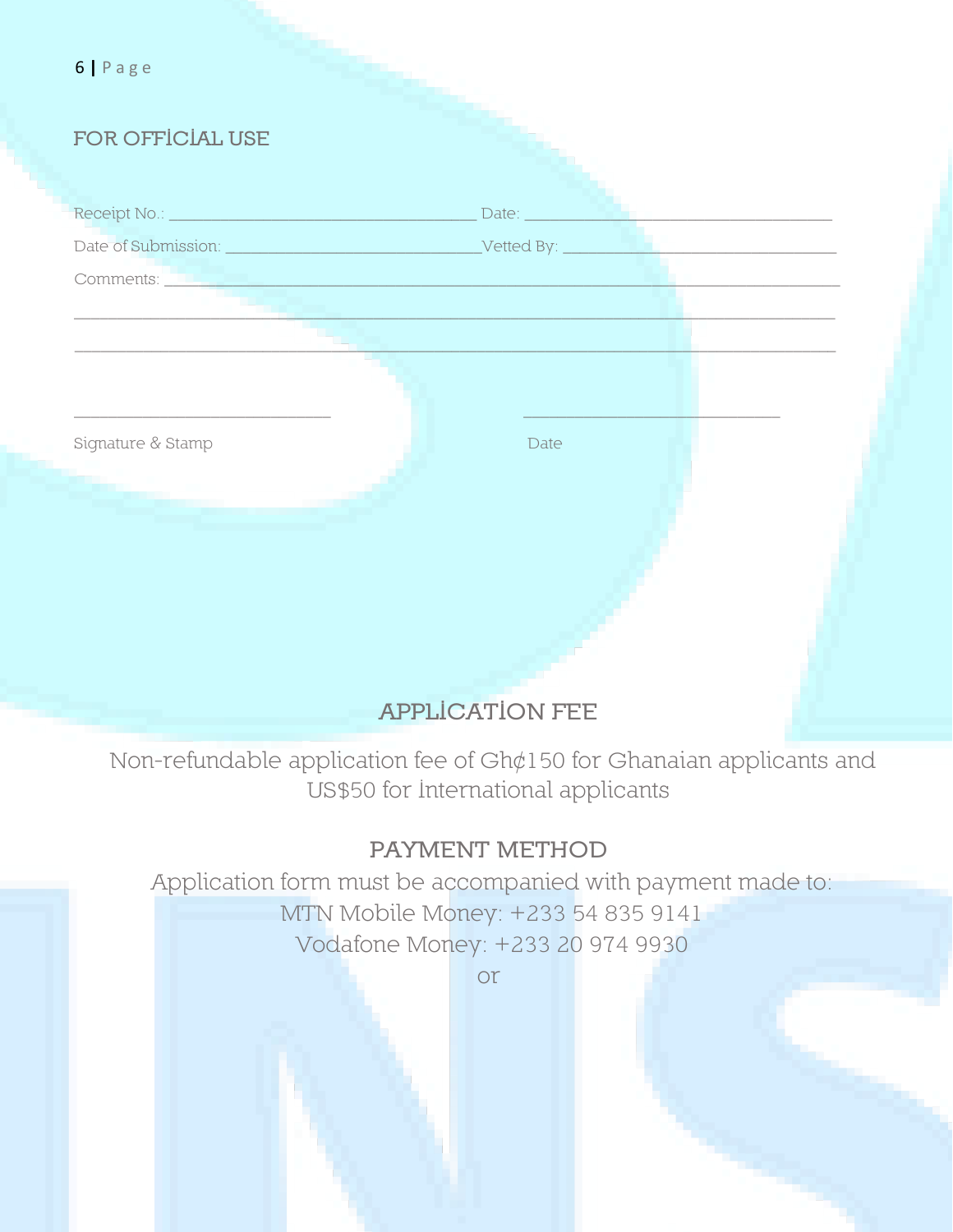## FOR OFFICIAL USE

Receipt No.: ______________________________ Date: ______________________________

Date of Submission: _________________________Vetted By: ___________________________

Comments: ____________________________________________________________________________

_____________________________________________________________________________________

_____________________________________________________________________________________

_________________________ _________________________

Signature & Stamp Date

## APPLICATION FEE

Non-refundable application fee of Gh¢150 for Ghanaian applicants and US$50 for International applicants

## PAYMENT METHOD

Application form must be accompanied with payment made to:
MTN Mobile Money: +233 54 835 9141
Vodafone Money: +233 20 974 9930
or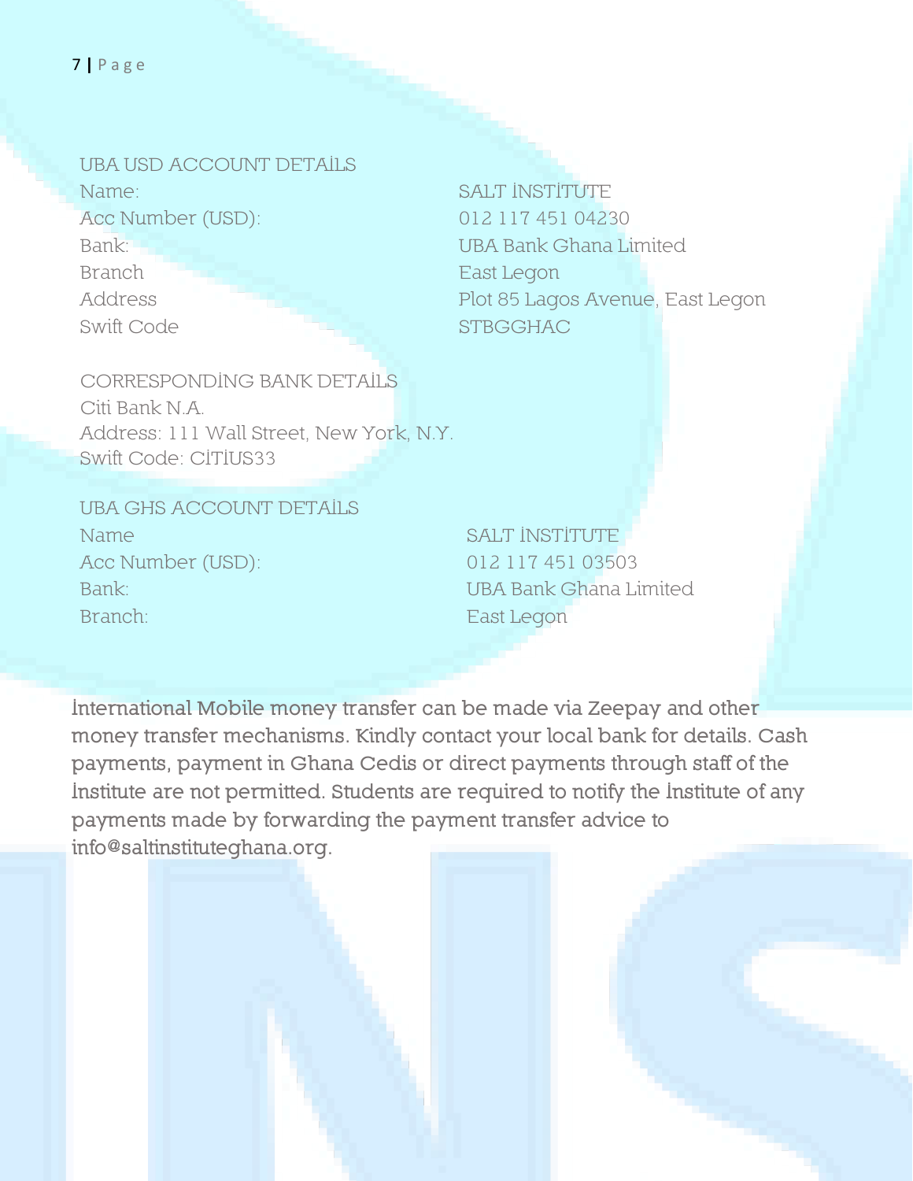UBA USD ACCOUNT DETAILS

| | |
|---|---|
| Name: | SALT INSTITUTE |
| Acc Number (USD): | 012 117 451 04230 |
| Bank: | UBA Bank Ghana Limited |
| Branch | East Legon |
| Address | Plot 85 Lagos Avenue, East Legon |
| Swift Code | STBGGHAC |

CORRESPONDING BANK DETAILS
Citi Bank N.A.
Address: 111 Wall Street, New York, N.Y.
Swift Code: CITIUS33

UBA GHS ACCOUNT DETAILS

| | |
|---|---|
| Name | SALT INSTITUTE |
| Acc Number (USD): | 012 117 451 03503 |
| Bank: | UBA Bank Ghana Limited |
| Branch: | East Legon |

International Mobile money transfer can be made via Zeepay and other money transfer mechanisms. Kindly contact your local bank for details. Cash payments, payment in Ghana Cedis or direct payments through staff of the Institute are not permitted. Students are required to notify the Institute of any payments made by forwarding the payment transfer advice to info@saltinstituteghana.org.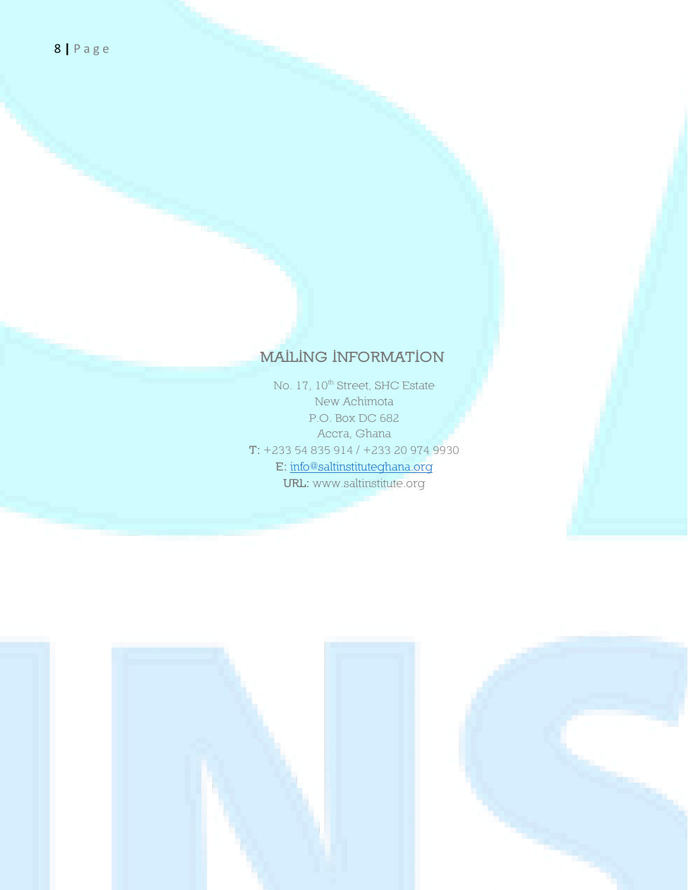## MAILING INFORMATION

No. 17, 10th Street, SHC Estate
New Achimota
P.O. Box DC 682
Accra, Ghana
T: +233 54 835 914 / +233 20 974 9930
E: info@saltinstituteghana.org
URL: www.saltinstitute.org